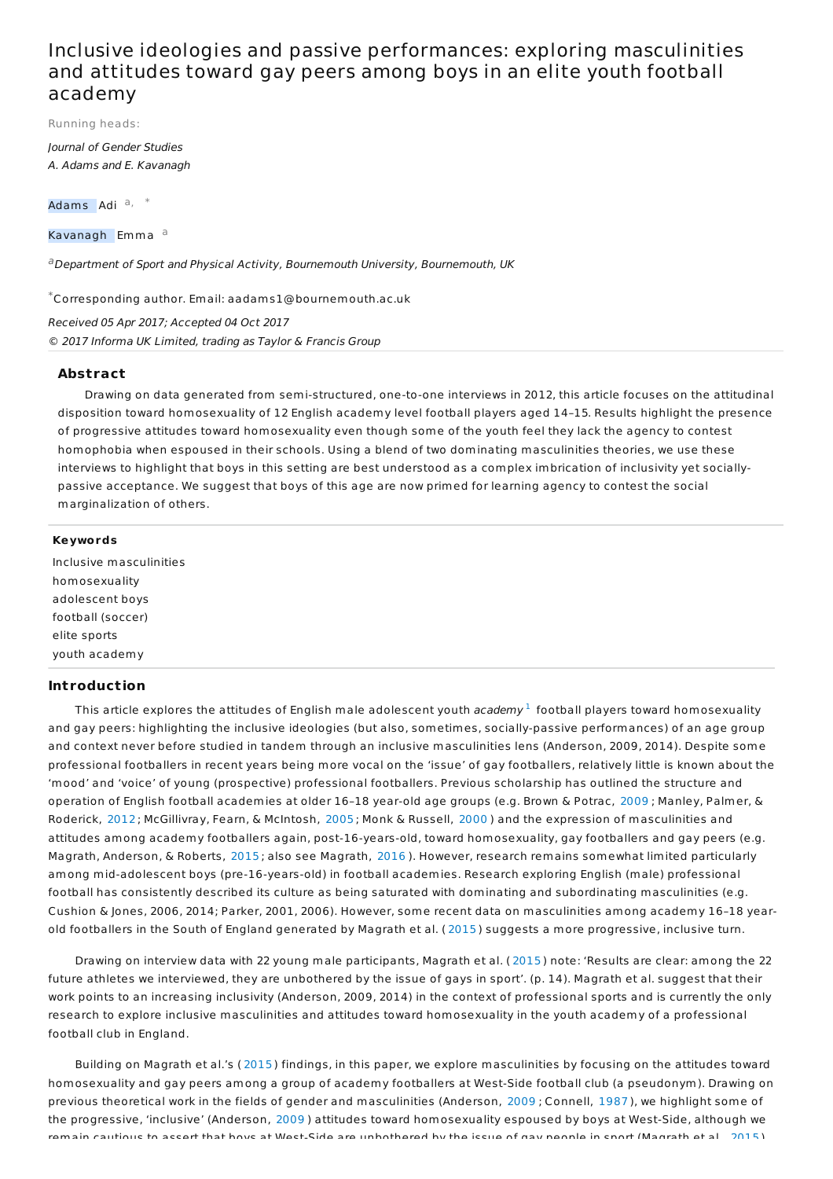# Inclusive ideologies and passive performances: exploring masculinities and attitudes toward gay peers among boys in an elite youth football academy

Running heads:

*Journal of Gender Studies*
*A. Adams and E. Kavanagh*

Adams Adi [a, *]

Kavanagh Emma [a]

[a] *Department of Sport and Physical Activity, Bournemouth University, Bournemouth, UK*

[*] Corresponding author. Email: aadams1@bournemouth.ac.uk

*Received 05 Apr 2017; Accepted 04 Oct 2017*
*© 2017 Informa UK Limited, trading as Taylor & Francis Group*

## Abstract

Drawing on data generated from semi-structured, one-to-one interviews in 2012, this article focuses on the attitudinal disposition toward homosexuality of 12 English academy level football players aged 14–15. Results highlight the presence of progressive attitudes toward homosexuality even though some of the youth feel they lack the agency to contest homophobia when espoused in their schools. Using a blend of two dominating masculinities theories, we use these interviews to highlight that boys in this setting are best understood as a complex imbrication of inclusivity yet socially-passive acceptance. We suggest that boys of this age are now primed for learning agency to contest the social marginalization of others.

### Keywords

Inclusive masculinities
homosexuality
adolescent boys
football (soccer)
elite sports
youth academy

## Introduction

This article explores the attitudes of English male adolescent youth *academy* [1] football players toward homosexuality and gay peers: highlighting the inclusive ideologies (but also, sometimes, socially-passive performances) of an age group and context never before studied in tandem through an inclusive masculinities lens (Anderson, 2009, 2014). Despite some professional footballers in recent years being more vocal on the 'issue' of gay footballers, relatively little is known about the 'mood' and 'voice' of young (prospective) professional footballers. Previous scholarship has outlined the structure and operation of English football academies at older 16–18 year-old age groups (e.g. Brown & Potrac, 2009; Manley, Palmer, & Roderick, 2012; McGillivray, Fearn, & McIntosh, 2005; Monk & Russell, 2000) and the expression of masculinities and attitudes among academy footballers again, post-16-years-old, toward homosexuality, gay footballers and gay peers (e.g. Magrath, Anderson, & Roberts, 2015; also see Magrath, 2016). However, research remains somewhat limited particularly among mid-adolescent boys (pre-16-years-old) in football academies. Research exploring English (male) professional football has consistently described its culture as being saturated with dominating and subordinating masculinities (e.g. Cushion & Jones, 2006, 2014; Parker, 2001, 2006). However, some recent data on masculinities among academy 16–18 year-old footballers in the South of England generated by Magrath et al. (2015) suggests a more progressive, inclusive turn.

Drawing on interview data with 22 young male participants, Magrath et al. (2015) note: 'Results are clear: among the 22 future athletes we interviewed, they are unbothered by the issue of gays in sport'. (p. 14). Magrath et al. suggest that their work points to an increasing inclusivity (Anderson, 2009, 2014) in the context of professional sports and is currently the only research to explore inclusive masculinities and attitudes toward homosexuality in the youth academy of a professional football club in England.

Building on Magrath et al.'s (2015) findings, in this paper, we explore masculinities by focusing on the attitudes toward homosexuality and gay peers among a group of academy footballers at West-Side football club (a pseudonym). Drawing on previous theoretical work in the fields of gender and masculinities (Anderson, 2009; Connell, 1987), we highlight some of the progressive, 'inclusive' (Anderson, 2009) attitudes toward homosexuality espoused by boys at West-Side, although we remain cautious to assert that boys at West-Side are unbothered by the issue of gay people in sport (Magrath et al., 2015).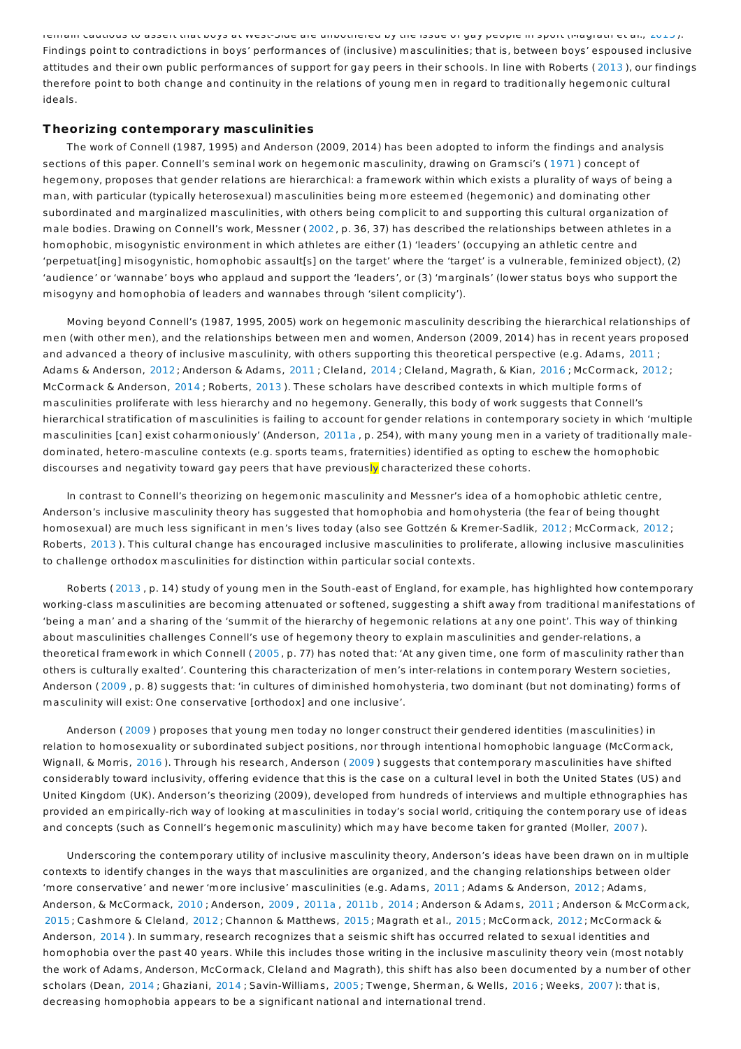remain cautious to assert that boys at West-Side are unbothered by the issue of gay people in sport (Magrath et al., 2015). Findings point to contradictions in boys' performances of (inclusive) masculinities; that is, between boys' espoused inclusive attitudes and their own public performances of support for gay peers in their schools. In line with Roberts (2013), our findings therefore point to both change and continuity in the relations of young men in regard to traditionally hegemonic cultural ideals.

## Theorizing contemporary masculinities

The work of Connell (1987, 1995) and Anderson (2009, 2014) has been adopted to inform the findings and analysis sections of this paper. Connell's seminal work on hegemonic masculinity, drawing on Gramsci's (1971) concept of hegemony, proposes that gender relations are hierarchical: a framework within which exists a plurality of ways of being a man, with particular (typically heterosexual) masculinities being more esteemed (hegemonic) and dominating other subordinated and marginalized masculinities, with others being complicit to and supporting this cultural organization of male bodies. Drawing on Connell's work, Messner (2002, p. 36, 37) has described the relationships between athletes in a homophobic, misogynistic environment in which athletes are either (1) 'leaders' (occupying an athletic centre and 'perpetuat[ing] misogynistic, homophobic assault[s] on the target' where the 'target' is a vulnerable, feminized object), (2) 'audience' or 'wannabe' boys who applaud and support the 'leaders', or (3) 'marginals' (lower status boys who support the misogyny and homophobia of leaders and wannabes through 'silent complicity').

Moving beyond Connell's (1987, 1995, 2005) work on hegemonic masculinity describing the hierarchical relationships of men (with other men), and the relationships between men and women, Anderson (2009, 2014) has in recent years proposed and advanced a theory of inclusive masculinity, with others supporting this theoretical perspective (e.g. Adams, 2011; Adams & Anderson, 2012; Anderson & Adams, 2011; Cleland, 2014; Cleland, Magrath, & Kian, 2016; McCormack, 2012; McCormack & Anderson, 2014; Roberts, 2013). These scholars have described contexts in which multiple forms of masculinities proliferate with less hierarchy and no hegemony. Generally, this body of work suggests that Connell's hierarchical stratification of masculinities is failing to account for gender relations in contemporary society in which 'multiple masculinities [can] exist coharmoniously' (Anderson, 2011a, p. 254), with many young men in a variety of traditionally male-dominated, hetero-masculine contexts (e.g. sports teams, fraternities) identified as opting to eschew the homophobic discourses and negativity toward gay peers that have previously characterized these cohorts.

In contrast to Connell's theorizing on hegemonic masculinity and Messner's idea of a homophobic athletic centre, Anderson's inclusive masculinity theory has suggested that homophobia and homohysteria (the fear of being thought homosexual) are much less significant in men's lives today (also see Gottzén & Kremer-Sadlik, 2012; McCormack, 2012; Roberts, 2013). This cultural change has encouraged inclusive masculinities to proliferate, allowing inclusive masculinities to challenge orthodox masculinities for distinction within particular social contexts.

Roberts (2013, p. 14) study of young men in the South-east of England, for example, has highlighted how contemporary working-class masculinities are becoming attenuated or softened, suggesting a shift away from traditional manifestations of 'being a man' and a sharing of the 'summit of the hierarchy of hegemonic relations at any one point'. This way of thinking about masculinities challenges Connell's use of hegemony theory to explain masculinities and gender-relations, a theoretical framework in which Connell (2005, p. 77) has noted that: 'At any given time, one form of masculinity rather than others is culturally exalted'. Countering this characterization of men's inter-relations in contemporary Western societies, Anderson (2009, p. 8) suggests that: 'in cultures of diminished homohysteria, two dominant (but not dominating) forms of masculinity will exist: One conservative [orthodox] and one inclusive'.

Anderson (2009) proposes that young men today no longer construct their gendered identities (masculinities) in relation to homosexuality or subordinated subject positions, nor through intentional homophobic language (McCormack, Wignall, & Morris, 2016). Through his research, Anderson (2009) suggests that contemporary masculinities have shifted considerably toward inclusivity, offering evidence that this is the case on a cultural level in both the United States (US) and United Kingdom (UK). Anderson's theorizing (2009), developed from hundreds of interviews and multiple ethnographies has provided an empirically-rich way of looking at masculinities in today's social world, critiquing the contemporary use of ideas and concepts (such as Connell's hegemonic masculinity) which may have become taken for granted (Moller, 2007).

Underscoring the contemporary utility of inclusive masculinity theory, Anderson's ideas have been drawn on in multiple contexts to identify changes in the ways that masculinities are organized, and the changing relationships between older 'more conservative' and newer 'more inclusive' masculinities (e.g. Adams, 2011; Adams & Anderson, 2012; Adams, Anderson, & McCormack, 2010; Anderson, 2009, 2011a, 2011b, 2014; Anderson & Adams, 2011; Anderson & McCormack, 2015; Cashmore & Cleland, 2012; Channon & Matthews, 2015; Magrath et al., 2015; McCormack, 2012; McCormack & Anderson, 2014). In summary, research recognizes that a seismic shift has occurred related to sexual identities and homophobia over the past 40 years. While this includes those writing in the inclusive masculinity theory vein (most notably the work of Adams, Anderson, McCormack, Cleland and Magrath), this shift has also been documented by a number of other scholars (Dean, 2014; Ghaziani, 2014; Savin-Williams, 2005; Twenge, Sherman, & Wells, 2016; Weeks, 2007): that is, decreasing homophobia appears to be a significant national and international trend.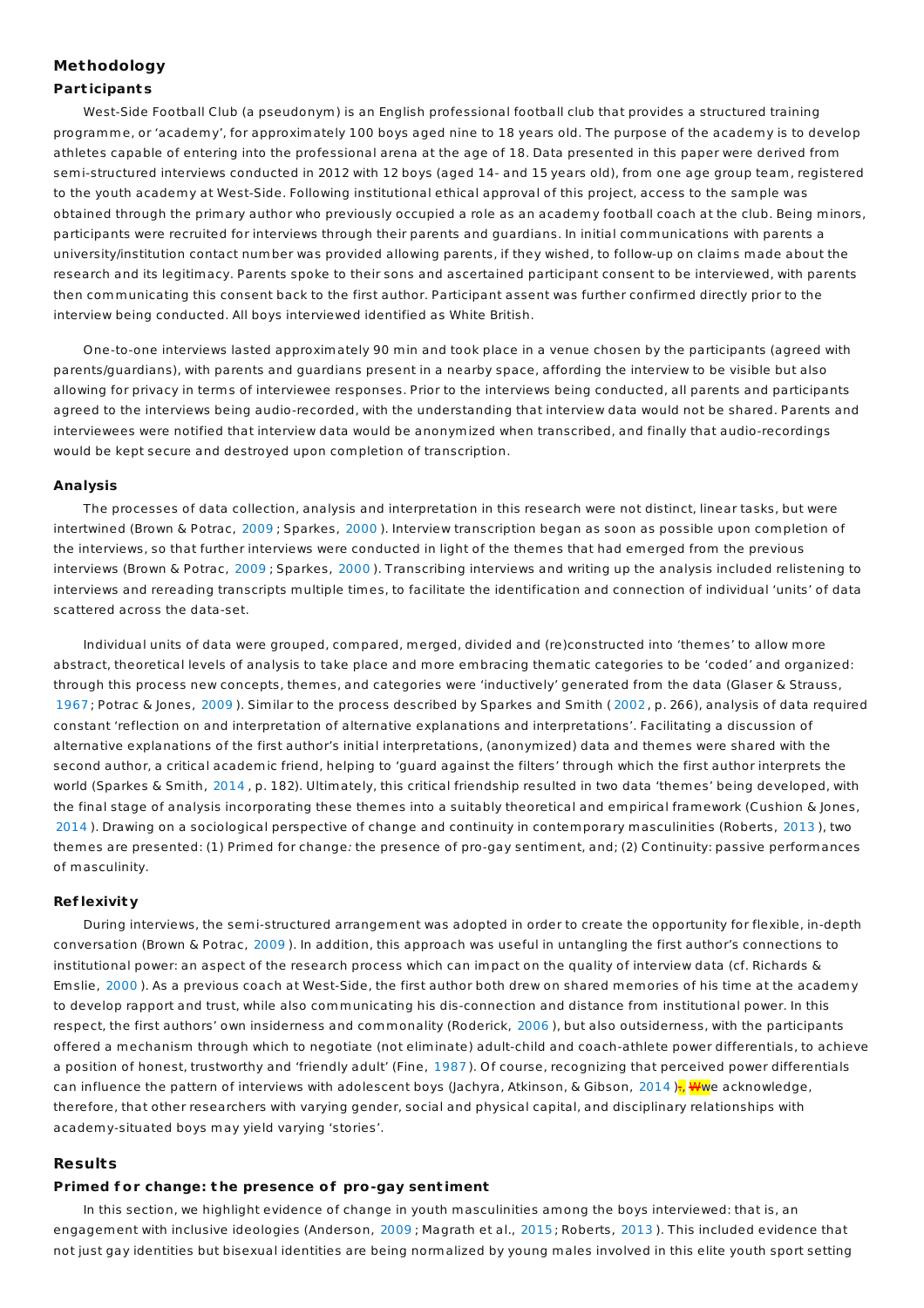## Methodology

### Participants

West-Side Football Club (a pseudonym) is an English professional football club that provides a structured training programme, or 'academy', for approximately 100 boys aged nine to 18 years old. The purpose of the academy is to develop athletes capable of entering into the professional arena at the age of 18. Data presented in this paper were derived from semi-structured interviews conducted in 2012 with 12 boys (aged 14- and 15 years old), from one age group team, registered to the youth academy at West-Side. Following institutional ethical approval of this project, access to the sample was obtained through the primary author who previously occupied a role as an academy football coach at the club. Being minors, participants were recruited for interviews through their parents and guardians. In initial communications with parents a university/institution contact number was provided allowing parents, if they wished, to follow-up on claims made about the research and its legitimacy. Parents spoke to their sons and ascertained participant consent to be interviewed, with parents then communicating this consent back to the first author. Participant assent was further confirmed directly prior to the interview being conducted. All boys interviewed identified as White British.

One-to-one interviews lasted approximately 90 min and took place in a venue chosen by the participants (agreed with parents/guardians), with parents and guardians present in a nearby space, affording the interview to be visible but also allowing for privacy in terms of interviewee responses. Prior to the interviews being conducted, all parents and participants agreed to the interviews being audio-recorded, with the understanding that interview data would not be shared. Parents and interviewees were notified that interview data would be anonymized when transcribed, and finally that audio-recordings would be kept secure and destroyed upon completion of transcription.

### Analysis

The processes of data collection, analysis and interpretation in this research were not distinct, linear tasks, but were intertwined (Brown & Potrac, 2009; Sparkes, 2000). Interview transcription began as soon as possible upon completion of the interviews, so that further interviews were conducted in light of the themes that had emerged from the previous interviews (Brown & Potrac, 2009; Sparkes, 2000). Transcribing interviews and writing up the analysis included relistening to interviews and rereading transcripts multiple times, to facilitate the identification and connection of individual 'units' of data scattered across the data-set.

Individual units of data were grouped, compared, merged, divided and (re)constructed into 'themes' to allow more abstract, theoretical levels of analysis to take place and more embracing thematic categories to be 'coded' and organized: through this process new concepts, themes, and categories were 'inductively' generated from the data (Glaser & Strauss, 1967; Potrac & Jones, 2009). Similar to the process described by Sparkes and Smith (2002, p. 266), analysis of data required constant 'reflection on and interpretation of alternative explanations and interpretations'. Facilitating a discussion of alternative explanations of the first author's initial interpretations, (anonymized) data and themes were shared with the second author, a critical academic friend, helping to 'guard against the filters' through which the first author interprets the world (Sparkes & Smith, 2014, p. 182). Ultimately, this critical friendship resulted in two data 'themes' being developed, with the final stage of analysis incorporating these themes into a suitably theoretical and empirical framework (Cushion & Jones, 2014). Drawing on a sociological perspective of change and continuity in contemporary masculinities (Roberts, 2013), two themes are presented: (1) Primed for change: the presence of pro-gay sentiment, and; (2) Continuity: passive performances of masculinity.

### Reflexivity

During interviews, the semi-structured arrangement was adopted in order to create the opportunity for flexible, in-depth conversation (Brown & Potrac, 2009). In addition, this approach was useful in untangling the first author's connections to institutional power: an aspect of the research process which can impact on the quality of interview data (cf. Richards & Emslie, 2000). As a previous coach at West-Side, the first author both drew on shared memories of his time at the academy to develop rapport and trust, while also communicating his dis-connection and distance from institutional power. In this respect, the first authors' own insiderness and commonality (Roderick, 2006), but also outsiderness, with the participants offered a mechanism through which to negotiate (not eliminate) adult-child and coach-athlete power differentials, to achieve a position of honest, trustworthy and 'friendly adult' (Fine, 1987). Of course, recognizing that perceived power differentials can influence the pattern of interviews with adolescent boys (Jachyra, Atkinson, & Gibson, 2014), we acknowledge, therefore, that other researchers with varying gender, social and physical capital, and disciplinary relationships with academy-situated boys may yield varying 'stories'.

## Results

### Primed for change: the presence of pro-gay sentiment

In this section, we highlight evidence of change in youth masculinities among the boys interviewed: that is, an engagement with inclusive ideologies (Anderson, 2009; Magrath et al., 2015; Roberts, 2013). This included evidence that not just gay identities but bisexual identities are being normalized by young males involved in this elite youth sport setting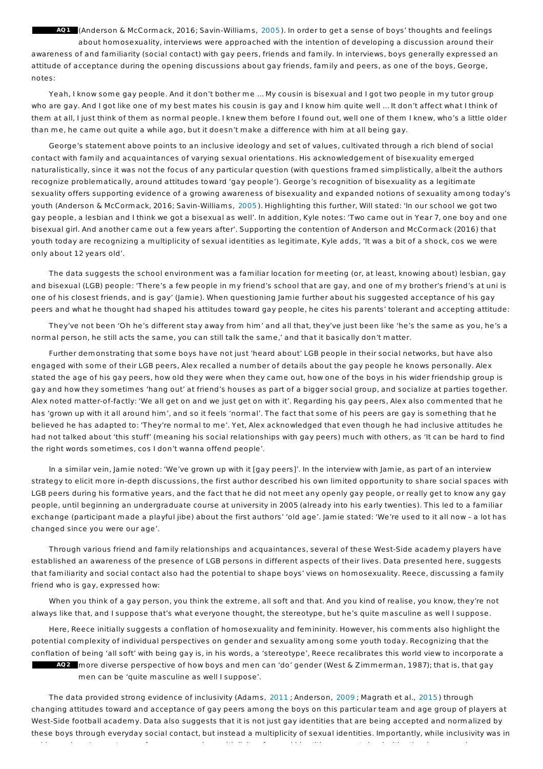(Anderson & McCormack, 2016; Savin-Williams, 2005). In order to get a sense of boys' thoughts and feelings about homosexuality, interviews were approached with the intention of developing a discussion around their awareness of and familiarity (social contact) with gay peers, friends and family. In interviews, boys generally expressed an attitude of acceptance during the opening discussions about gay friends, family and peers, as one of the boys, George, notes:

Yeah, I know some gay people. And it don't bother me ... My cousin is bisexual and I got two people in my tutor group who are gay. And I got like one of my best mates his cousin is gay and I know him quite well ... It don't affect what I think of them at all, I just think of them as normal people. I knew them before I found out, well one of them I knew, who's a little older than me, he came out quite a while ago, but it doesn't make a difference with him at all being gay.

George's statement above points to an inclusive ideology and set of values, cultivated through a rich blend of social contact with family and acquaintances of varying sexual orientations. His acknowledgement of bisexuality emerged naturalistically, since it was not the focus of any particular question (with questions framed simplistically, albeit the authors recognize problematically, around attitudes toward 'gay people'). George's recognition of bisexuality as a legitimate sexuality offers supporting evidence of a growing awareness of bisexuality and expanded notions of sexuality among today's youth (Anderson & McCormack, 2016; Savin-Williams, 2005). Highlighting this further, Will stated: 'In our school we got two gay people, a lesbian and I think we got a bisexual as well'. In addition, Kyle notes: 'Two came out in Year 7, one boy and one bisexual girl. And another came out a few years after'. Supporting the contention of Anderson and McCormack (2016) that youth today are recognizing a multiplicity of sexual identities as legitimate, Kyle adds, 'It was a bit of a shock, cos we were only about 12 years old'.

The data suggests the school environment was a familiar location for meeting (or, at least, knowing about) lesbian, gay and bisexual (LGB) people: 'There's a few people in my friend's school that are gay, and one of my brother's friend's at uni is one of his closest friends, and is gay' (Jamie). When questioning Jamie further about his suggested acceptance of his gay peers and what he thought had shaped his attitudes toward gay people, he cites his parents' tolerant and accepting attitude:

They've not been 'Oh he's different stay away from him' and all that, they've just been like 'he's the same as you, he's a normal person, he still acts the same, you can still talk the same,' and that it basically don't matter.

Further demonstrating that some boys have not just 'heard about' LGB people in their social networks, but have also engaged with some of their LGB peers, Alex recalled a number of details about the gay people he knows personally. Alex stated the age of his gay peers, how old they were when they came out, how one of the boys in his wider friendship group is gay and how they sometimes 'hang out' at friend's houses as part of a bigger social group, and socialize at parties together. Alex noted matter-of-factly: 'We all get on and we just get on with it'. Regarding his gay peers, Alex also commented that he has 'grown up with it all around him', and so it feels 'normal'. The fact that some of his peers are gay is something that he believed he has adapted to: 'They're normal to me'. Yet, Alex acknowledged that even though he had inclusive attitudes he had not talked about 'this stuff' (meaning his social relationships with gay peers) much with others, as 'It can be hard to find the right words sometimes, cos I don't wanna offend people'.

In a similar vein, Jamie noted: 'We've grown up with it [gay peers]'. In the interview with Jamie, as part of an interview strategy to elicit more in-depth discussions, the first author described his own limited opportunity to share social spaces with LGB peers during his formative years, and the fact that he did not meet any openly gay people, or really get to know any gay people, until beginning an undergraduate course at university in 2005 (already into his early twenties). This led to a familiar exchange (participant made a playful jibe) about the first authors' 'old age'. Jamie stated: 'We're used to it all now – a lot has changed since you were our age'.

Through various friend and family relationships and acquaintances, several of these West-Side academy players have established an awareness of the presence of LGB persons in different aspects of their lives. Data presented here, suggests that familiarity and social contact also had the potential to shape boys' views on homosexuality. Reece, discussing a family friend who is gay, expressed how:

When you think of a gay person, you think the extreme, all soft and that. And you kind of realise, you know, they're not always like that, and I suppose that's what everyone thought, the stereotype, but he's quite masculine as well I suppose.

Here, Reece initially suggests a conflation of homosexuality and femininity. However, his comments also highlight the potential complexity of individual perspectives on gender and sexuality among some youth today. Recognizing that the conflation of being 'all soft' with being gay is, in his words, a 'stereotype', Reece recalibrates this world view to incorporate a more diverse perspective of how boys and men can 'do' gender (West & Zimmerman, 1987); that is, that gay men can be 'quite masculine as well I suppose'.

The data provided strong evidence of inclusivity (Adams, 2011; Anderson, 2009; Magrath et al., 2015) through changing attitudes toward and acceptance of gay peers among the boys on this particular team and age group of players at West-Side football academy. Data also suggests that it is not just gay identities that are being accepted and normalized by these boys through everyday social contact, but instead a multiplicity of sexual identities. Importantly, while inclusivity was in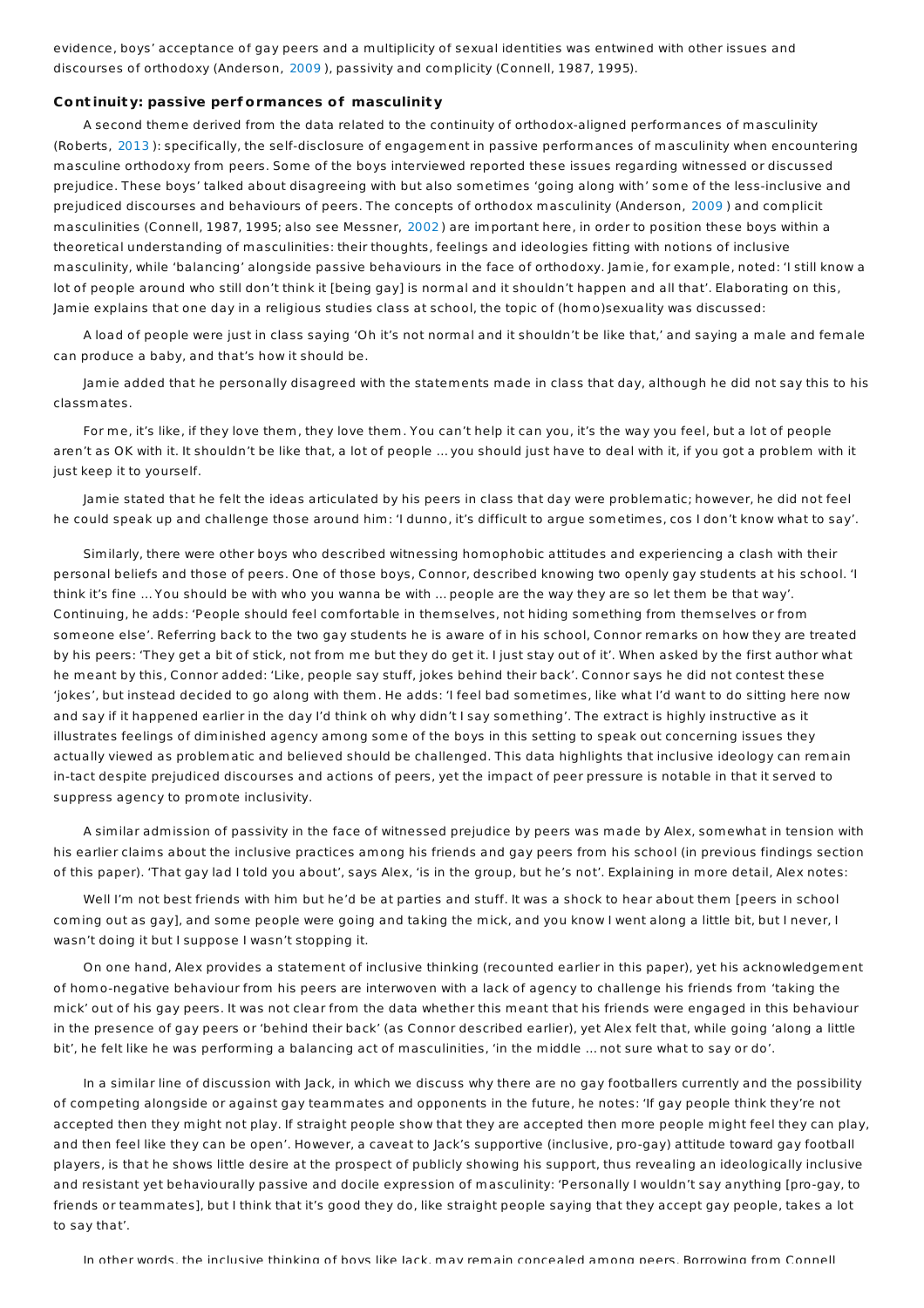evidence, boys' acceptance of gay peers and a multiplicity of sexual identities was entwined with other issues and discourses of orthodoxy (Anderson, 2009), passivity and complicity (Connell, 1987, 1995).

### Continuity: passive performances of masculinity

A second theme derived from the data related to the continuity of orthodox-aligned performances of masculinity (Roberts, 2013): specifically, the self-disclosure of engagement in passive performances of masculinity when encountering masculine orthodoxy from peers. Some of the boys interviewed reported these issues regarding witnessed or discussed prejudice. These boys' talked about disagreeing with but also sometimes 'going along with' some of the less-inclusive and prejudiced discourses and behaviours of peers. The concepts of orthodox masculinity (Anderson, 2009) and complicit masculinities (Connell, 1987, 1995; also see Messner, 2002) are important here, in order to position these boys within a theoretical understanding of masculinities: their thoughts, feelings and ideologies fitting with notions of inclusive masculinity, while 'balancing' alongside passive behaviours in the face of orthodoxy. Jamie, for example, noted: 'I still know a lot of people around who still don't think it [being gay] is normal and it shouldn't happen and all that'. Elaborating on this, Jamie explains that one day in a religious studies class at school, the topic of (homo)sexuality was discussed:

A load of people were just in class saying 'Oh it's not normal and it shouldn't be like that,' and saying a male and female can produce a baby, and that's how it should be.

Jamie added that he personally disagreed with the statements made in class that day, although he did not say this to his classmates.

For me, it's like, if they love them, they love them. You can't help it can you, it's the way you feel, but a lot of people aren't as OK with it. It shouldn't be like that, a lot of people … you should just have to deal with it, if you got a problem with it just keep it to yourself.

Jamie stated that he felt the ideas articulated by his peers in class that day were problematic; however, he did not feel he could speak up and challenge those around him: 'I dunno, it's difficult to argue sometimes, cos I don't know what to say'.

Similarly, there were other boys who described witnessing homophobic attitudes and experiencing a clash with their personal beliefs and those of peers. One of those boys, Connor, described knowing two openly gay students at his school. 'I think it's fine … You should be with who you wanna be with … people are the way they are so let them be that way'. Continuing, he adds: 'People should feel comfortable in themselves, not hiding something from themselves or from someone else'. Referring back to the two gay students he is aware of in his school, Connor remarks on how they are treated by his peers: 'They get a bit of stick, not from me but they do get it. I just stay out of it'. When asked by the first author what he meant by this, Connor added: 'Like, people say stuff, jokes behind their back'. Connor says he did not contest these 'jokes', but instead decided to go along with them. He adds: 'I feel bad sometimes, like what I'd want to do sitting here now and say if it happened earlier in the day I'd think oh why didn't I say something'. The extract is highly instructive as it illustrates feelings of diminished agency among some of the boys in this setting to speak out concerning issues they actually viewed as problematic and believed should be challenged. This data highlights that inclusive ideology can remain in-tact despite prejudiced discourses and actions of peers, yet the impact of peer pressure is notable in that it served to suppress agency to promote inclusivity.

A similar admission of passivity in the face of witnessed prejudice by peers was made by Alex, somewhat in tension with his earlier claims about the inclusive practices among his friends and gay peers from his school (in previous findings section of this paper). 'That gay lad I told you about', says Alex, 'is in the group, but he's not'. Explaining in more detail, Alex notes:

Well I'm not best friends with him but he'd be at parties and stuff. It was a shock to hear about them [peers in school coming out as gay], and some people were going and taking the mick, and you know I went along a little bit, but I never, I wasn't doing it but I suppose I wasn't stopping it.

On one hand, Alex provides a statement of inclusive thinking (recounted earlier in this paper), yet his acknowledgement of homo-negative behaviour from his peers are interwoven with a lack of agency to challenge his friends from 'taking the mick' out of his gay peers. It was not clear from the data whether this meant that his friends were engaged in this behaviour in the presence of gay peers or 'behind their back' (as Connor described earlier), yet Alex felt that, while going 'along a little bit', he felt like he was performing a balancing act of masculinities, 'in the middle … not sure what to say or do'.

In a similar line of discussion with Jack, in which we discuss why there are no gay footballers currently and the possibility of competing alongside or against gay teammates and opponents in the future, he notes: 'If gay people think they're not accepted then they might not play. If straight people show that they are accepted then more people might feel they can play, and then feel like they can be open'. However, a caveat to Jack's supportive (inclusive, pro-gay) attitude toward gay football players, is that he shows little desire at the prospect of publicly showing his support, thus revealing an ideologically inclusive and resistant yet behaviourally passive and docile expression of masculinity: 'Personally I wouldn't say anything [pro-gay, to friends or teammates], but I think that it's good they do, like straight people saying that they accept gay people, takes a lot to say that'.

In other words, the inclusive thinking of boys like Jack, may remain concealed among peers. Borrowing from Connell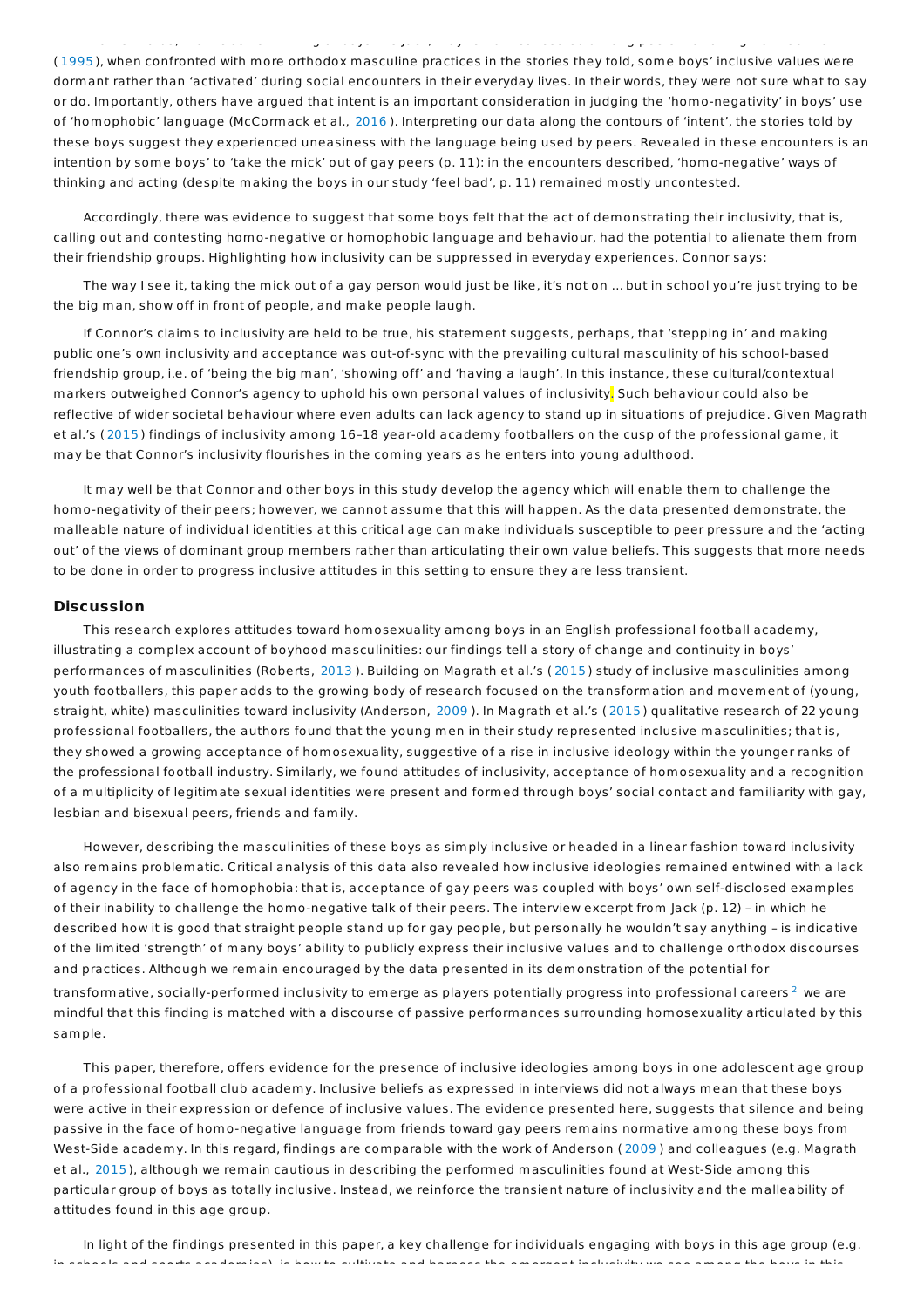In other words, the inclusive thinking of boys like Jack, may remain concealed among peers. Borrowing from Connell (1995), when confronted with more orthodox masculine practices in the stories they told, some boys' inclusive values were dormant rather than 'activated' during social encounters in their everyday lives. In their words, they were not sure what to say or do. Importantly, others have argued that intent is an important consideration in judging the 'homo-negativity' in boys' use of 'homophobic' language (McCormack et al., 2016). Interpreting our data along the contours of 'intent', the stories told by these boys suggest they experienced uneasiness with the language being used by peers. Revealed in these encounters is an intention by some boys' to 'take the mick' out of gay peers (p. 11): in the encounters described, 'homo-negative' ways of thinking and acting (despite making the boys in our study 'feel bad', p. 11) remained mostly uncontested.

Accordingly, there was evidence to suggest that some boys felt that the act of demonstrating their inclusivity, that is, calling out and contesting homo-negative or homophobic language and behaviour, had the potential to alienate them from their friendship groups. Highlighting how inclusivity can be suppressed in everyday experiences, Connor says:

The way I see it, taking the mick out of a gay person would just be like, it's not on ... but in school you're just trying to be the big man, show off in front of people, and make people laugh.

If Connor's claims to inclusivity are held to be true, his statement suggests, perhaps, that 'stepping in' and making public one's own inclusivity and acceptance was out-of-sync with the prevailing cultural masculinity of his school-based friendship group, i.e. of 'being the big man', 'showing off' and 'having a laugh'. In this instance, these cultural/contextual markers outweighed Connor's agency to uphold his own personal values of inclusivity. Such behaviour could also be reflective of wider societal behaviour where even adults can lack agency to stand up in situations of prejudice. Given Magrath et al.'s (2015) findings of inclusivity among 16–18 year-old academy footballers on the cusp of the professional game, it may be that Connor's inclusivity flourishes in the coming years as he enters into young adulthood.

It may well be that Connor and other boys in this study develop the agency which will enable them to challenge the homo-negativity of their peers; however, we cannot assume that this will happen. As the data presented demonstrate, the malleable nature of individual identities at this critical age can make individuals susceptible to peer pressure and the 'acting out' of the views of dominant group members rather than articulating their own value beliefs. This suggests that more needs to be done in order to progress inclusive attitudes in this setting to ensure they are less transient.

## Discussion

This research explores attitudes toward homosexuality among boys in an English professional football academy, illustrating a complex account of boyhood masculinities: our findings tell a story of change and continuity in boys' performances of masculinities (Roberts, 2013). Building on Magrath et al.'s (2015) study of inclusive masculinities among youth footballers, this paper adds to the growing body of research focused on the transformation and movement of (young, straight, white) masculinities toward inclusivity (Anderson, 2009). In Magrath et al.'s (2015) qualitative research of 22 young professional footballers, the authors found that the young men in their study represented inclusive masculinities; that is, they showed a growing acceptance of homosexuality, suggestive of a rise in inclusive ideology within the younger ranks of the professional football industry. Similarly, we found attitudes of inclusivity, acceptance of homosexuality and a recognition of a multiplicity of legitimate sexual identities were present and formed through boys' social contact and familiarity with gay, lesbian and bisexual peers, friends and family.

However, describing the masculinities of these boys as simply inclusive or headed in a linear fashion toward inclusivity also remains problematic. Critical analysis of this data also revealed how inclusive ideologies remained entwined with a lack of agency in the face of homophobia: that is, acceptance of gay peers was coupled with boys' own self-disclosed examples of their inability to challenge the homo-negative talk of their peers. The interview excerpt from Jack (p. 12) – in which he described how it is good that straight people stand up for gay people, but personally he wouldn't say anything – is indicative of the limited 'strength' of many boys' ability to publicly express their inclusive values and to challenge orthodox discourses and practices. Although we remain encouraged by the data presented in its demonstration of the potential for transformative, socially-performed inclusivity to emerge as players potentially progress into professional careers[2] we are mindful that this finding is matched with a discourse of passive performances surrounding homosexuality articulated by this sample.

This paper, therefore, offers evidence for the presence of inclusive ideologies among boys in one adolescent age group of a professional football club academy. Inclusive beliefs as expressed in interviews did not always mean that these boys were active in their expression or defence of inclusive values. The evidence presented here, suggests that silence and being passive in the face of homo-negative language from friends toward gay peers remains normative among these boys from West-Side academy. In this regard, findings are comparable with the work of Anderson (2009) and colleagues (e.g. Magrath et al., 2015), although we remain cautious in describing the performed masculinities found at West-Side among this particular group of boys as totally inclusive. Instead, we reinforce the transient nature of inclusivity and the malleability of attitudes found in this age group.

In light of the findings presented in this paper, a key challenge for individuals engaging with boys in this age group (e.g. in schools and sports academies), is how to cultivate and harness the emergent inclusivity we see among the boys in this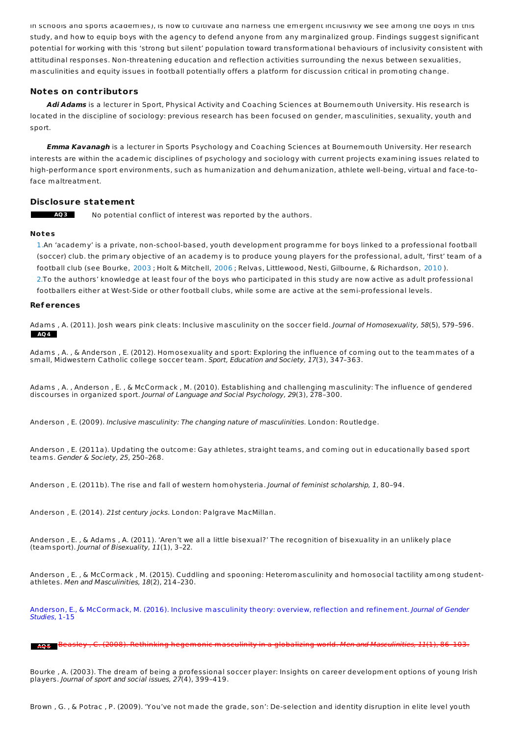in schools and sports academies), is how to cultivate and harness the emergent inclusivity we see among the boys in this study, and how to equip boys with the agency to defend anyone from any marginalized group. Findings suggest significant potential for working with this 'strong but silent' population toward transformational behaviours of inclusivity consistent with attitudinal responses. Non-threatening education and reflection activities surrounding the nexus between sexualities, masculinities and equity issues in football potentially offers a platform for discussion critical in promoting change.

## Notes on contributors

***Adi Adams*** is a lecturer in Sport, Physical Activity and Coaching Sciences at Bournemouth University. His research is located in the discipline of sociology: previous research has been focused on gender, masculinities, sexuality, youth and sport.

***Emma Kavanagh*** is a lecturer in Sports Psychology and Coaching Sciences at Bournemouth University. Her research interests are within the academic disciplines of psychology and sociology with current projects examining issues related to high-performance sport environments, such as humanization and dehumanization, athlete well-being, virtual and face-to-face maltreatment.

## Disclosure statement

AQ3 No potential conflict of interest was reported by the authors.

### Notes

1. An 'academy' is a private, non-school-based, youth development programme for boys linked to a professional football (soccer) club. the primary objective of an academy is to produce young players for the professional, adult, 'first' team of a football club (see Bourke, 2003; Holt & Mitchell, 2006; Relvas, Littlewood, Nesti, Gilbourne, & Richardson, 2010).
2. To the authors' knowledge at least four of the boys who participated in this study are now active as adult professional footballers either at West-Side or other football clubs, while some are active at the semi-professional levels.

### References

Adams, A. (2011). Josh wears pink cleats: Inclusive masculinity on the soccer field. *Journal of Homosexuality, 58*(5), 579–596. AQ4

Adams, A., & Anderson, E. (2012). Homosexuality and sport: Exploring the influence of coming out to the teammates of a small, Midwestern Catholic college soccer team. *Sport, Education and Society, 17*(3), 347–363.

Adams, A., Anderson, E., & McCormack, M. (2010). Establishing and challenging masculinity: The influence of gendered discourses in organized sport. *Journal of Language and Social Psychology, 29*(3), 278–300.

Anderson, E. (2009). *Inclusive masculinity: The changing nature of masculinities*. London: Routledge.

Anderson, E. (2011a). Updating the outcome: Gay athletes, straight teams, and coming out in educationally based sport teams. *Gender & Society, 25*, 250–268.

Anderson, E. (2011b). The rise and fall of western homohysteria. *Journal of feminist scholarship, 1*, 80–94.

Anderson, E. (2014). *21st century jocks*. London: Palgrave MacMillan.

Anderson, E., & Adams, A. (2011). 'Aren't we all a little bisexual?' The recognition of bisexuality in an unlikely place (teamsport). *Journal of Bisexuality, 11*(1), 3–22.

Anderson, E., & McCormack, M. (2015). Cuddling and spooning: Heteromasculinity and homosocial tactility among student-athletes. *Men and Masculinities, 18*(2), 214–230.

Anderson, E., & McCormack, M. (2016). Inclusive masculinity theory: overview, reflection and refinement. *Journal of Gender Studies*, 1-15

AQ5 ~~Beasley, C. (2008). Rethinking hegemonic masculinity in a globalizing world. *Men and Masculinities, 11*(1), 86–103.~~

Bourke, A. (2003). The dream of being a professional soccer player: Insights on career development options of young Irish players. *Journal of sport and social issues, 27*(4), 399–419.

Brown, G., & Potrac, P. (2009). 'You've not made the grade, son': De-selection and identity disruption in elite level youth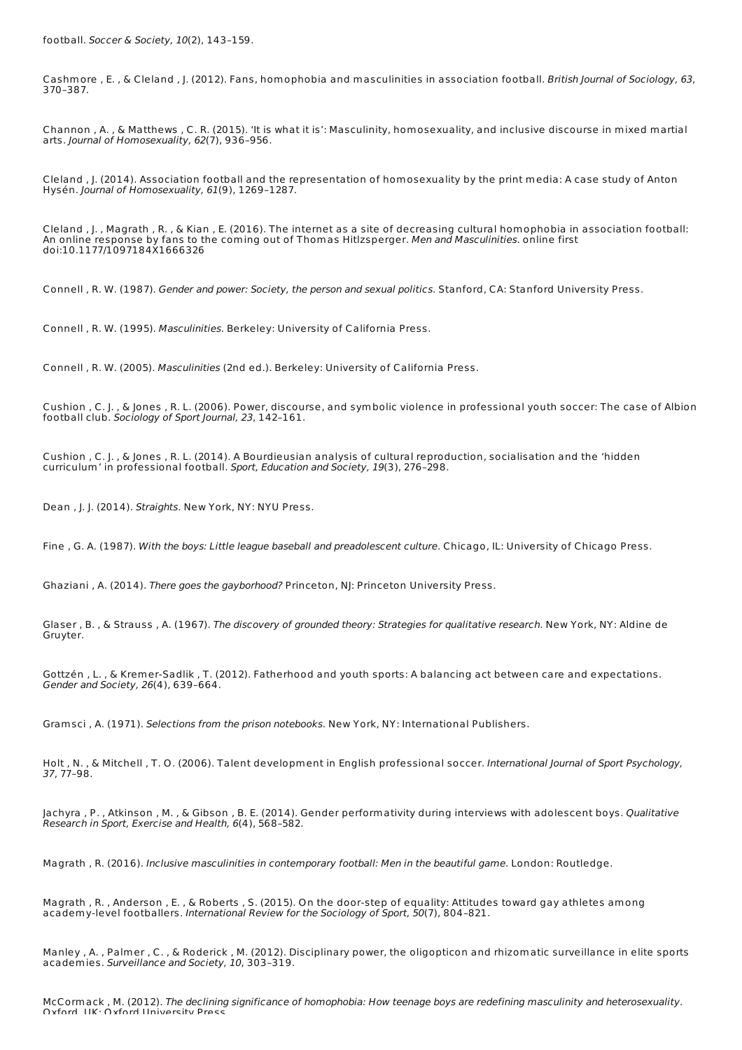football. *Soccer & Society, 10*(2), 143–159.

Cashmore , E. , & Cleland , J. (2012). Fans, homophobia and masculinities in association football. *British Journal of Sociology, 63*, 370–387.

Channon , A. , & Matthews , C. R. (2015). 'It is what it is': Masculinity, homosexuality, and inclusive discourse in mixed martial arts. *Journal of Homosexuality, 62*(7), 936–956.

Cleland , J. (2014). Association football and the representation of homosexuality by the print media: A case study of Anton Hysén. *Journal of Homosexuality, 61*(9), 1269–1287.

Cleland , J. , Magrath , R. , & Kian , E. (2016). The internet as a site of decreasing cultural homophobia in association football: An online response by fans to the coming out of Thomas Hitlzsperger. *Men and Masculinities.* online first doi:10.1177/1097184X1666326

Connell , R. W. (1987). *Gender and power: Society, the person and sexual politics*. Stanford, CA: Stanford University Press.

Connell , R. W. (1995). *Masculinities.* Berkeley: University of California Press.

Connell , R. W. (2005). *Masculinities* (2nd ed.). Berkeley: University of California Press.

Cushion , C. J. , & Jones , R. L. (2006). Power, discourse, and symbolic violence in professional youth soccer: The case of Albion football club. *Sociology of Sport Journal, 23*, 142–161.

Cushion , C. J. , & Jones , R. L. (2014). A Bourdieusian analysis of cultural reproduction, socialisation and the 'hidden curriculum' in professional football. *Sport, Education and Society, 19*(3), 276–298.

Dean , J. J. (2014). *Straights*. New York, NY: NYU Press.

Fine , G. A. (1987). *With the boys: Little league baseball and preadolescent culture*. Chicago, IL: University of Chicago Press.

Ghaziani , A. (2014). *There goes the gayborhood?* Princeton, NJ: Princeton University Press.

Glaser , B. , & Strauss , A. (1967). *The discovery of grounded theory: Strategies for qualitative research*. New York, NY: Aldine de Gruyter.

Gottzén , L. , & Kremer-Sadlik , T. (2012). Fatherhood and youth sports: A balancing act between care and expectations. *Gender and Society, 26*(4), 639–664.

Gramsci , A. (1971). *Selections from the prison notebooks*. New York, NY: International Publishers.

Holt , N. , & Mitchell , T. O. (2006). Talent development in English professional soccer. *International Journal of Sport Psychology, 37*, 77–98.

Jachyra , P. , Atkinson , M. , & Gibson , B. E. (2014). Gender performativity during interviews with adolescent boys. *Qualitative Research in Sport, Exercise and Health, 6*(4), 568–582.

Magrath , R. (2016). *Inclusive masculinities in contemporary football: Men in the beautiful game*. London: Routledge.

Magrath , R. , Anderson , E. , & Roberts , S. (2015). On the door-step of equality: Attitudes toward gay athletes among academy-level footballers. *International Review for the Sociology of Sport, 50*(7), 804–821.

Manley , A. , Palmer , C. , & Roderick , M. (2012). Disciplinary power, the oligopticon and rhizomatic surveillance in elite sports academies. *Surveillance and Society, 10*, 303–319.

McCormack , M. (2012). *The declining significance of homophobia: How teenage boys are redefining masculinity and heterosexuality*. Oxford, UK: Oxford University Press.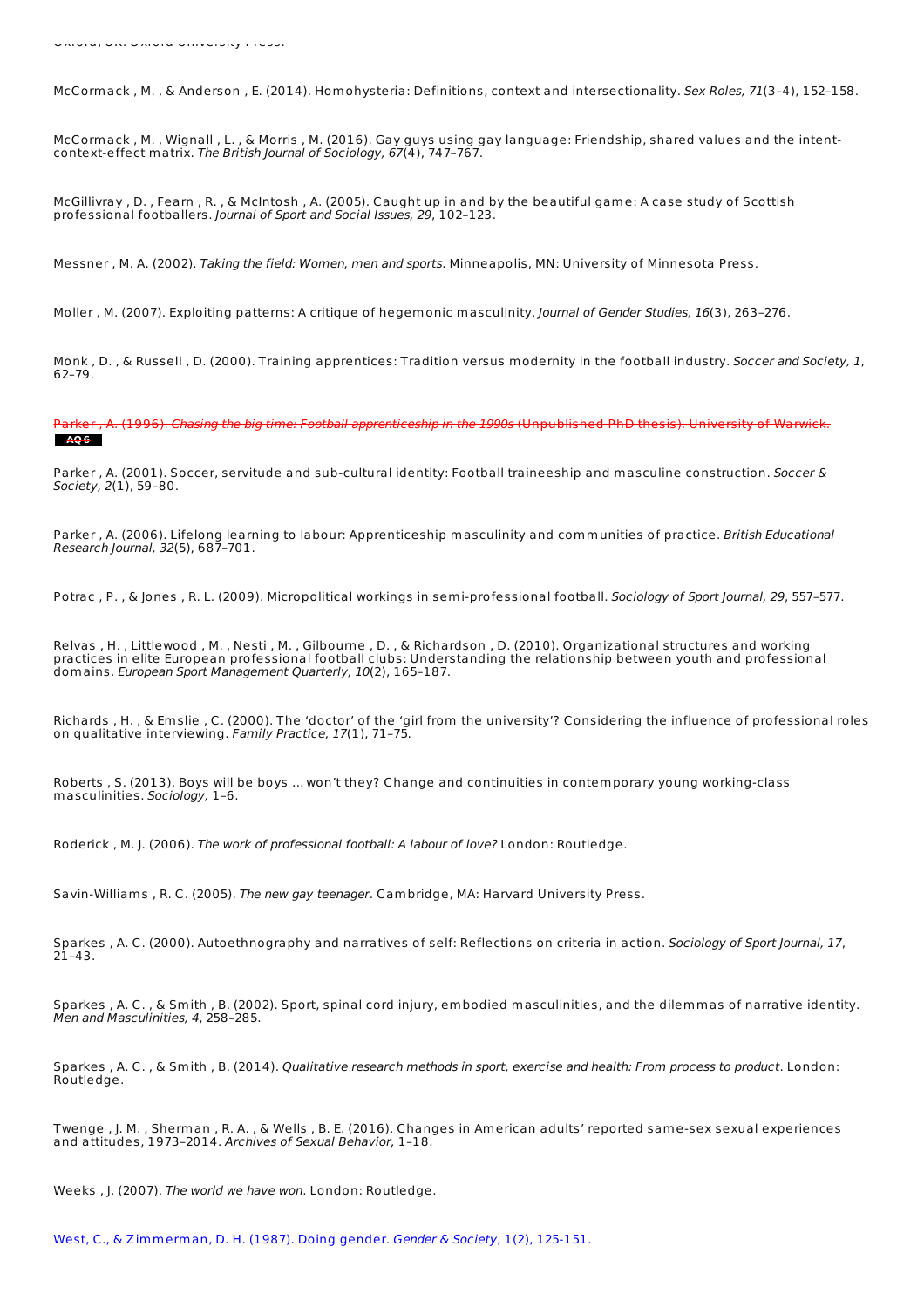Oxford, UK: Oxford University Press.

McCormack, M., & Anderson, E. (2014). Homohysteria: Definitions, context and intersectionality. *Sex Roles, 71*(3–4), 152–158.

McCormack, M., Wignall, L., & Morris, M. (2016). Gay guys using gay language: Friendship, shared values and the intent-context-effect matrix. *The British Journal of Sociology, 67*(4), 747–767.

McGillivray, D., Fearn, R., & McIntosh, A. (2005). Caught up in and by the beautiful game: A case study of Scottish professional footballers. *Journal of Sport and Social Issues, 29*, 102–123.

Messner, M. A. (2002). *Taking the field: Women, men and sports*. Minneapolis, MN: University of Minnesota Press.

Moller, M. (2007). Exploiting patterns: A critique of hegemonic masculinity. *Journal of Gender Studies, 16*(3), 263–276.

Monk, D., & Russell, D. (2000). Training apprentices: Tradition versus modernity in the football industry. *Soccer and Society, 1*, 62–79.

~~Parker, A. (1996). *Chasing the big time: Football apprenticeship in the 1990s* (Unpublished PhD thesis). University of Warwick.~~ AQ6

Parker, A. (2001). Soccer, servitude and sub-cultural identity: Football traineeship and masculine construction. *Soccer & Society, 2*(1), 59–80.

Parker, A. (2006). Lifelong learning to labour: Apprenticeship masculinity and communities of practice. *British Educational Research Journal, 32*(5), 687–701.

Potrac, P., & Jones, R. L. (2009). Micropolitical workings in semi-professional football. *Sociology of Sport Journal, 29*, 557–577.

Relvas, H., Littlewood, M., Nesti, M., Gilbourne, D., & Richardson, D. (2010). Organizational structures and working practices in elite European professional football clubs: Understanding the relationship between youth and professional domains. *European Sport Management Quarterly, 10*(2), 165–187.

Richards, H., & Emslie, C. (2000). The 'doctor' of the 'girl from the university'? Considering the influence of professional roles on qualitative interviewing. *Family Practice, 17*(1), 71–75.

Roberts, S. (2013). Boys will be boys ... won't they? Change and continuities in contemporary young working-class masculinities. *Sociology,* 1–6.

Roderick, M. J. (2006). *The work of professional football: A labour of love?* London: Routledge.

Savin-Williams, R. C. (2005). *The new gay teenager*. Cambridge, MA: Harvard University Press.

Sparkes, A. C. (2000). Autoethnography and narratives of self: Reflections on criteria in action. *Sociology of Sport Journal, 17*, 21–43.

Sparkes, A. C., & Smith, B. (2002). Sport, spinal cord injury, embodied masculinities, and the dilemmas of narrative identity. *Men and Masculinities, 4*, 258–285.

Sparkes, A. C., & Smith, B. (2014). *Qualitative research methods in sport, exercise and health: From process to product*. London: Routledge.

Twenge, J. M., Sherman, R. A., & Wells, B. E. (2016). Changes in American adults' reported same-sex sexual experiences and attitudes, 1973–2014. *Archives of Sexual Behavior,* 1–18.

Weeks, J. (2007). *The world we have won*. London: Routledge.

West, C., & Zimmerman, D. H. (1987). Doing gender. *Gender & Society*, 1(2), 125-151.